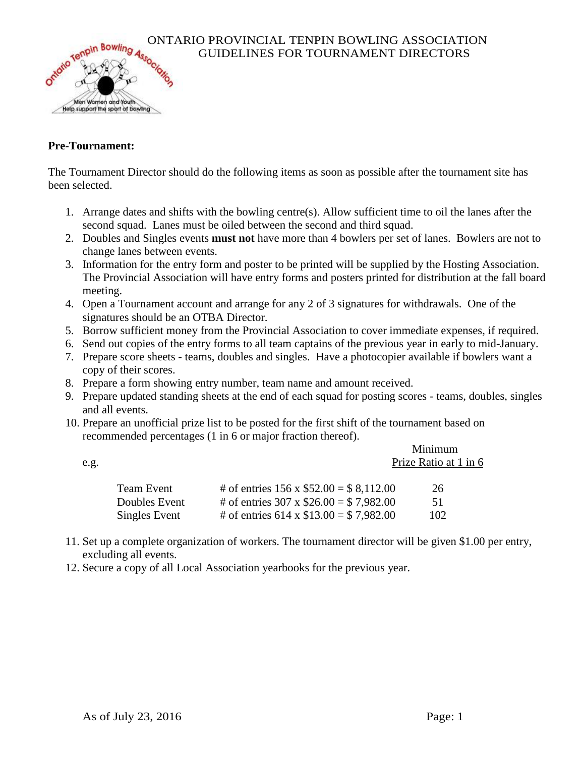# ONTARIO PROVINCIAL TENPIN BOWLING ASSOCIATION
## GUIDELINES FOR TOURNAMENT DIRECTORS

**Pre-Tournament:**

The Tournament Director should do the following items as soon as possible after the tournament site has been selected.

1. Arrange dates and shifts with the bowling centre(s). Allow sufficient time to oil the lanes after the second squad. Lanes must be oiled between the second and third squad.
2. Doubles and Singles events **must not** have more than 4 bowlers per set of lanes. Bowlers are not to change lanes between events.
3. Information for the entry form and poster to be printed will be supplied by the Hosting Association. The Provincial Association will have entry forms and posters printed for distribution at the fall board meeting.
4. Open a Tournament account and arrange for any 2 of 3 signatures for withdrawals. One of the signatures should be an OTBA Director.
5. Borrow sufficient money from the Provincial Association to cover immediate expenses, if required.
6. Send out copies of the entry forms to all team captains of the previous year in early to mid-January.
7. Prepare score sheets - teams, doubles and singles. Have a photocopier available if bowlers want a copy of their scores.
8. Prepare a form showing entry number, team name and amount received.
9. Prepare updated standing sheets at the end of each squad for posting scores - teams, doubles, singles and all events.
10. Prepare an unofficial prize list to be posted for the first shift of the tournament based on recommended percentages (1 in 6 or major fraction thereof).

e.g.

| | | Minimum Prize Ratio at 1 in 6 |
|---|---|---|
| Team Event | # of entries 156 x $52.00 = $ 8,112.00 | 26 |
| Doubles Event | # of entries 307 x $26.00 = $ 7,982.00 | 51 |
| Singles Event | # of entries 614 x $13.00 = $ 7,982.00 | 102 |

11. Set up a complete organization of workers. The tournament director will be given $1.00 per entry, excluding all events.
12. Secure a copy of all Local Association yearbooks for the previous year.

As of July 23, 2016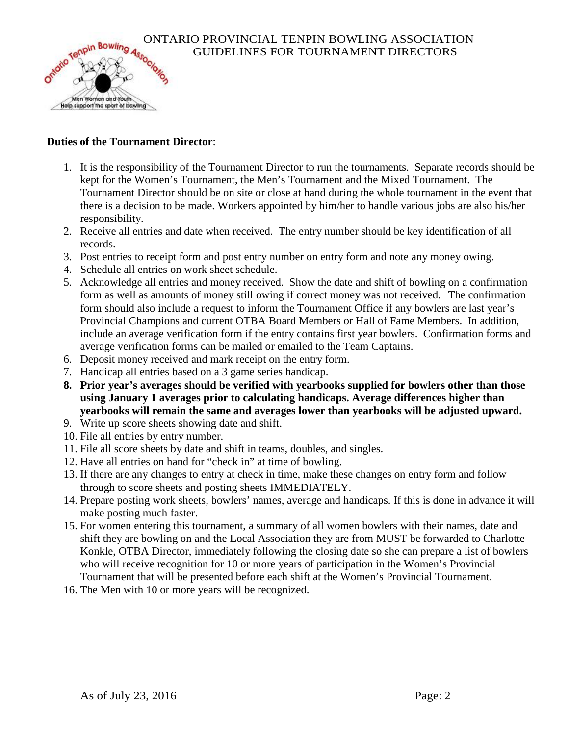ONTARIO PROVINCIAL TENPIN BOWLING ASSOCIATION
GUIDELINES FOR TOURNAMENT DIRECTORS

**Duties of the Tournament Director**:

1. It is the responsibility of the Tournament Director to run the tournaments. Separate records should be kept for the Women's Tournament, the Men's Tournament and the Mixed Tournament. The Tournament Director should be on site or close at hand during the whole tournament in the event that there is a decision to be made. Workers appointed by him/her to handle various jobs are also his/her responsibility.
2. Receive all entries and date when received. The entry number should be key identification of all records.
3. Post entries to receipt form and post entry number on entry form and note any money owing.
4. Schedule all entries on work sheet schedule.
5. Acknowledge all entries and money received. Show the date and shift of bowling on a confirmation form as well as amounts of money still owing if correct money was not received. The confirmation form should also include a request to inform the Tournament Office if any bowlers are last year's Provincial Champions and current OTBA Board Members or Hall of Fame Members. In addition, include an average verification form if the entry contains first year bowlers. Confirmation forms and average verification forms can be mailed or emailed to the Team Captains.
6. Deposit money received and mark receipt on the entry form.
7. Handicap all entries based on a 3 game series handicap.
8. **Prior year's averages should be verified with yearbooks supplied for bowlers other than those using January 1 averages prior to calculating handicaps. Average differences higher than yearbooks will remain the same and averages lower than yearbooks will be adjusted upward.**
9. Write up score sheets showing date and shift.
10. File all entries by entry number.
11. File all score sheets by date and shift in teams, doubles, and singles.
12. Have all entries on hand for "check in" at time of bowling.
13. If there are any changes to entry at check in time, make these changes on entry form and follow through to score sheets and posting sheets IMMEDIATELY.
14. Prepare posting work sheets, bowlers' names, average and handicaps. If this is done in advance it will make posting much faster.
15. For women entering this tournament, a summary of all women bowlers with their names, date and shift they are bowling on and the Local Association they are from MUST be forwarded to Charlotte Konkle, OTBA Director, immediately following the closing date so she can prepare a list of bowlers who will receive recognition for 10 or more years of participation in the Women's Provincial Tournament that will be presented before each shift at the Women's Provincial Tournament.
16. The Men with 10 or more years will be recognized.

As of July 23, 2016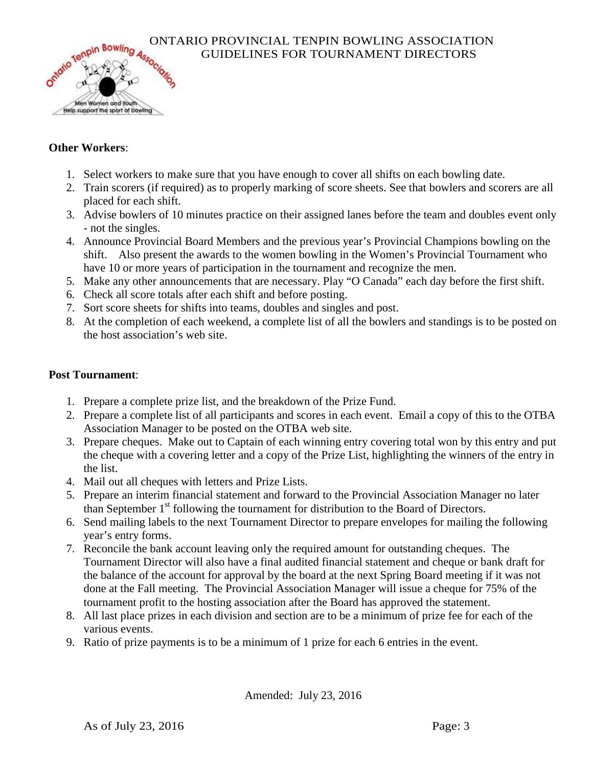**Other Workers**:

1. Select workers to make sure that you have enough to cover all shifts on each bowling date.
2. Train scorers (if required) as to properly marking of score sheets. See that bowlers and scorers are all placed for each shift.
3. Advise bowlers of 10 minutes practice on their assigned lanes before the team and doubles event only - not the singles.
4. Announce Provincial Board Members and the previous year's Provincial Champions bowling on the shift. Also present the awards to the women bowling in the Women's Provincial Tournament who have 10 or more years of participation in the tournament and recognize the men.
5. Make any other announcements that are necessary. Play "O Canada" each day before the first shift.
6. Check all score totals after each shift and before posting.
7. Sort score sheets for shifts into teams, doubles and singles and post.
8. At the completion of each weekend, a complete list of all the bowlers and standings is to be posted on the host association's web site.

**Post Tournament**:

1. Prepare a complete prize list, and the breakdown of the Prize Fund.
2. Prepare a complete list of all participants and scores in each event. Email a copy of this to the OTBA Association Manager to be posted on the OTBA web site.
3. Prepare cheques. Make out to Captain of each winning entry covering total won by this entry and put the cheque with a covering letter and a copy of the Prize List, highlighting the winners of the entry in the list.
4. Mail out all cheques with letters and Prize Lists.
5. Prepare an interim financial statement and forward to the Provincial Association Manager no later than September 1st following the tournament for distribution to the Board of Directors.
6. Send mailing labels to the next Tournament Director to prepare envelopes for mailing the following year's entry forms.
7. Reconcile the bank account leaving only the required amount for outstanding cheques. The Tournament Director will also have a final audited financial statement and cheque or bank draft for the balance of the account for approval by the board at the next Spring Board meeting if it was not done at the Fall meeting. The Provincial Association Manager will issue a cheque for 75% of the tournament profit to the hosting association after the Board has approved the statement.
8. All last place prizes in each division and section are to be a minimum of prize fee for each of the various events.
9. Ratio of prize payments is to be a minimum of 1 prize for each 6 entries in the event.

Amended: July 23, 2016